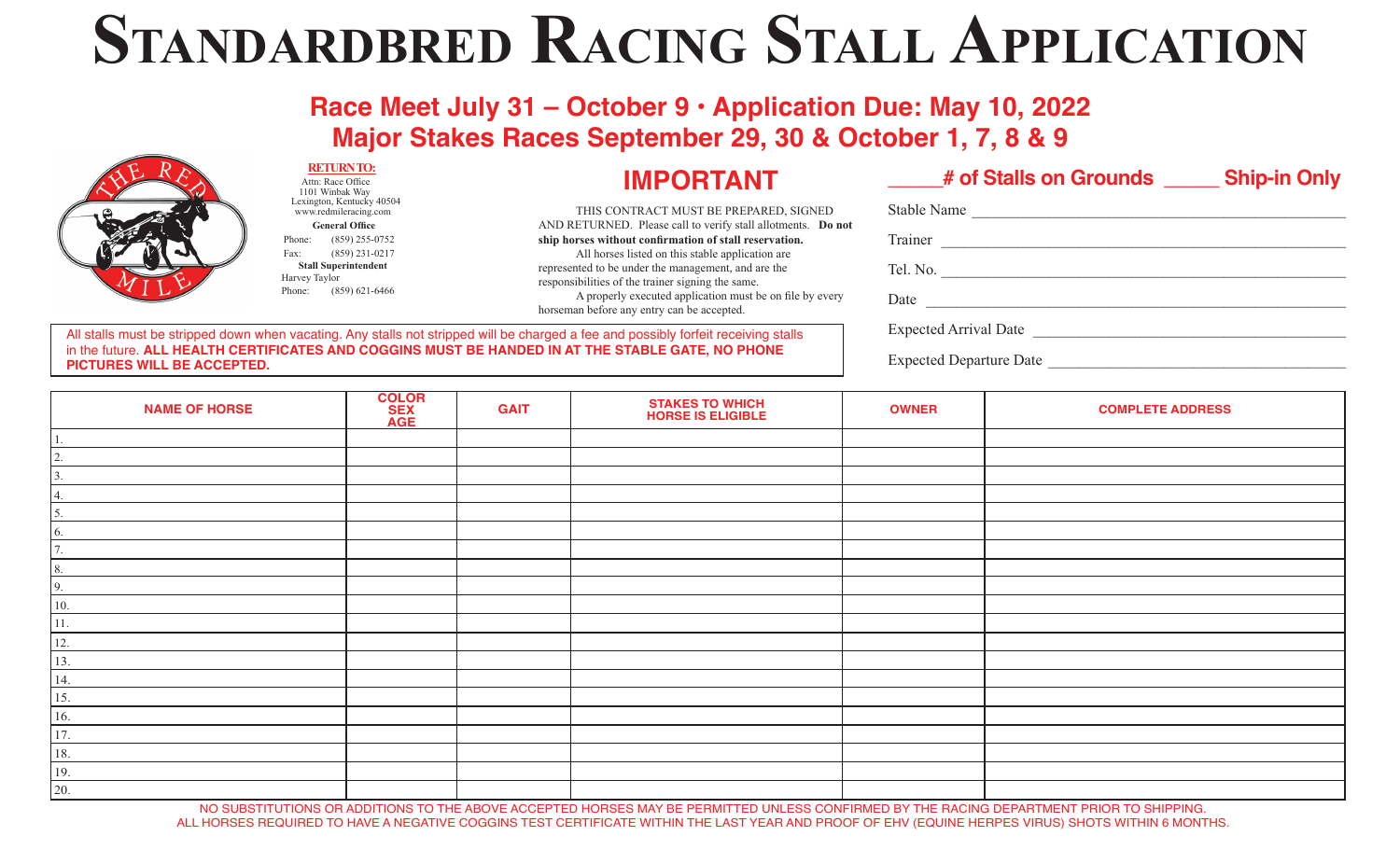# Standardbred Racing Stall Application

## Race Meet July 31 – October 9 • Application Due: May 10, 2022
## Major Stakes Races September 29, 30 & October 1, 7, 8 & 9

**RETURN TO:**
Attn: Race Office
1101 Winbak Way
Lexington, Kentucky 40504
www.redmileracing.com

**General Office**
Phone: (859) 255-0752
Fax: (859) 231-0217

**Stall Superintendent**
Harvey Taylor
Phone: (859) 621-6466

## IMPORTANT

THIS CONTRACT MUST BE PREPARED, SIGNED AND RETURNED. Please call to verify stall allotments. **Do not ship horses without confirmation of stall reservation.**

All horses listed on this stable application are represented to be under the management, and are the responsibilities of the trainer signing the same.

A properly executed application must be on file by every horseman before any entry can be accepted.

All stalls must be stripped down when vacating. Any stalls not stripped will be charged a fee and possibly forfeit receiving stalls in the future. **ALL HEALTH CERTIFICATES AND COGGINS MUST BE HANDED IN AT THE STABLE GATE, NO PHONE PICTURES WILL BE ACCEPTED.**

**_____# of Stalls on Grounds _____ Ship-in Only**

Stable Name ______________________________

Trainer ______________________________

Tel. No. ______________________________

Date ______________________________

Expected Arrival Date ______________________________

Expected Departure Date ______________________________

| NAME OF HORSE | COLOR SEX AGE | GAIT | STAKES TO WHICH HORSE IS ELIGIBLE | OWNER | COMPLETE ADDRESS |
|---|---|---|---|---|---|
| 1. | | | | | |
| 2. | | | | | |
| 3. | | | | | |
| 4. | | | | | |
| 5. | | | | | |
| 6. | | | | | |
| 7. | | | | | |
| 8. | | | | | |
| 9. | | | | | |
| 10. | | | | | |
| 11. | | | | | |
| 12. | | | | | |
| 13. | | | | | |
| 14. | | | | | |
| 15. | | | | | |
| 16. | | | | | |
| 17. | | | | | |
| 18. | | | | | |
| 19. | | | | | |
| 20. | | | | | |

NO SUBSTITUTIONS OR ADDITIONS TO THE ABOVE ACCEPTED HORSES MAY BE PERMITTED UNLESS CONFIRMED BY THE RACING DEPARTMENT PRIOR TO SHIPPING.
ALL HORSES REQUIRED TO HAVE A NEGATIVE COGGINS TEST CERTIFICATE WITHIN THE LAST YEAR AND PROOF OF EHV (EQUINE HERPES VIRUS) SHOTS WITHIN 6 MONTHS.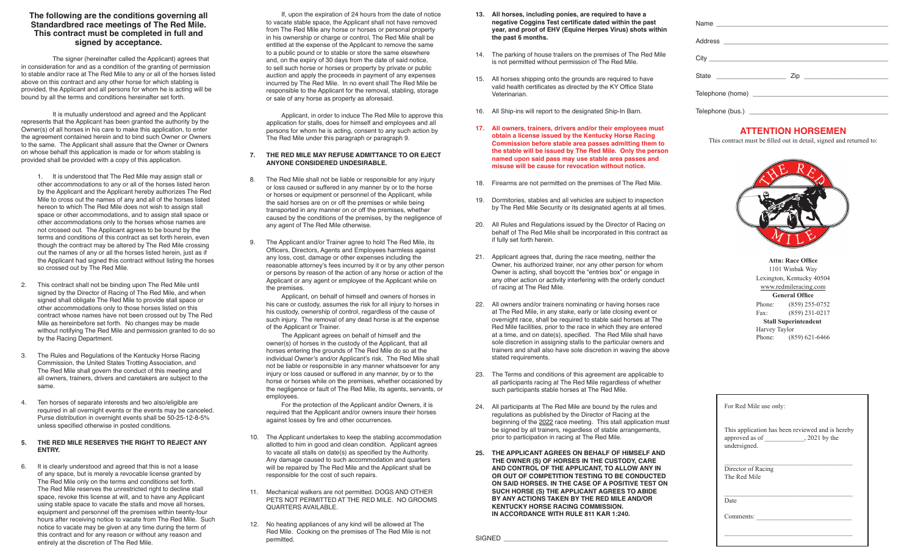**The following are the conditions governing all Standardbred race meetings of The Red Mile. This contract must be completed in full and signed by acceptance.**

The signer (hereinafter called the Applicant) agrees that in consideration for and as a condition of the granting of permission to stable and/or race at The Red Mile to any or all of the horses listed above on this contract and any other horse for which stabling is provided, the Applicant and all persons for whom he is acting will be bound by all the terms and conditions hereinafter set forth.

It is mutually understood and agreed and the Applicant represents that the Applicant has been granted the authority by the Owner(s) of all horses in his care to make this application, to enter the agreement contained herein and to bind such Owner or Owners to the same. The Applicant shall assure that the Owner or Owners on whose behalf this application is made or for whom stabling is provided shall be provided with a copy of this application.

1. It is understood that The Red Mile may assign stall or other accommodations to any or all of the horses listed heron by the Applicant and the Applicant hereby authorizes The Red Mile to cross out the names of any and all of the horses listed hereon to which The Red Mile does not wish to assign stall space or other accommodations, and to assign stall space or other accommodations only to the horses whose names are not crossed out. The Applicant agrees to be bound by the terms and conditions of this contract as set forth herein, even though the contract may be altered by The Red Mile crossing out the names of any or all the horses listed herein, just as if the Applicant had signed this contract without listing the horses so crossed out by The Red Mile.

2. This contract shall not be binding upon The Red Mile until signed by the Director of Racing of The Red Mile, and when signed shall obligate The Red Mile to provide stall space or other accommodations only to those horses listed on this contract whose names have not been crossed out by The Red Mile as hereinbefore set forth. No changes may be made without notifying The Red Mile and permission granted to do so by the Racing Department.

3. The Rules and Regulations of the Kentucky Horse Racing Commission, the United States Trotting Association, and The Red Mile shall govern the conduct of this meeting and all owners, trainers, drivers and caretakers are subject to the same.

4. Ten horses of separate interests and two also/eligible are required in all overnight events or the events may be canceled. Purse distribution in overnight events shall be 50-25-12-8-5% unless specified otherwise in posted conditions.

5. **THE RED MILE RESERVES THE RIGHT TO REJECT ANY ENTRY.**

6. It is clearly understood and agreed that this is not a lease of any space, but is merely a revocable license granted by The Red Mile only on the terms and conditions set forth. The Red Mile reserves the unrestricted right to decline stall space, revoke this license at will, and to have any Applicant using stable space to vacate the stalls and move all horses, equipment and personnel off the premises within twenty-four hours after receiving notice to vacate from The Red Mile. Such notice to vacate may be given at any time during the term of this contract and for any reason or without any reason and entirely at the discretion of The Red Mile.

If, upon the expiration of 24 hours from the date of notice to vacate stable space, the Applicant shall not have removed from The Red Mile any horse or horses or personal property in his ownership or charge or control, The Red Mile shall be entitled at the expense of the Applicant to remove the same to a public pound or to stable or store the same elsewhere and, on the expiry of 30 days from the date of said notice, to sell such horse or horses or property by private or public auction and apply the proceeds in payment of any expenses incurred by The Red Mile. In no event shall The Red Mile be responsible to the Applicant for the removal, stabling, storage or sale of any horse as property as aforesaid.

Applicant, in order to induce The Red Mile to approve this application for stalls, does for himself and employees and all persons for whom he is acting, consent to any such action by The Red Mile under this paragraph or paragraph 9.

7. **THE RED MILE MAY REFUSE ADMITTANCE TO OR EJECT ANYONE CONSIDERED UNDESIRABLE.**

8. The Red Mile shall not be liable or responsible for any injury or loss caused or suffered in any manner by or to the horse or horses or equipment or personnel of the Applicant, while the said horses are on or off the premises or while being transported in any manner on or off the premises, whether caused by the conditions of the premises, by the negligence of any agent of The Red Mile otherwise.

9. The Applicant and/or Trainer agree to hold The Red Mile, its Officers, Directors, Agents and Employees harmless against any loss, cost, damage or other expenses including the reasonable attorney's fees incurred by it or by any other person or persons by reason of the action of any horse or action of the Applicant or any agent or employee of the Applicant while on the premises.

   Applicant, on behalf of himself and owners of horses in his care or custody, assumes the risk for all injury to horses in his custody, ownership of control, regardless of the cause of such injury. The removal of any dead horse is at the expense of the Applicant or Trainer.

   The Applicant agrees on behalf of himself and the owner(s) of horses in the custody of the Applicant, that all horses entering the grounds of The Red Mile do so at the individual Owner's and/or Applicant's risk. The Red Mile shall not be liable or responsible in any manner whatsoever for any injury or loss caused or suffered in any manner, by or to the horse or horses while on the premises, whether occasioned by the negligence or fault of The Red Mile, its agents, servants, or employees.

   For the protection of the Applicant and/or Owners, it is required that the Applicant and/or owners insure their horses against losses by fire and other occurrences.

10. The Applicant undertakes to keep the stabling accommodation allotted to him in good and clean condition. Applicant agrees to vacate all stalls on date(s) as specified by the Authority. Any damage caused to such accommodation and quarters will be repaired by The Red Mile and the Applicant shall be responsible for the cost of such repairs.

11. Mechanical walkers are not permitted. DOGS AND OTHER PETS NOT PERMITTED AT THE RED MILE. NO GROOMS QUARTERS AVAILABLE.

12. No heating appliances of any kind will be allowed at The Red Mile. Cooking on the premises of The Red Mile is not permitted.

13. **All horses, including ponies, are required to have a negative Coggins Test certificate dated within the past year, and proof of EHV (Equine Herpes Virus) shots within the past 6 months.**

14. The parking of house trailers on the premises of The Red Mile is not permitted without permission of The Red Mile.

15. All horses shipping onto the grounds are required to have valid health certificates as directed by the KY Office State Veterinarian.

16. All Ship-ins will report to the designated Ship-In Barn.

17. **All owners, trainers, drivers and/or their employees must obtain a license issued by the Kentucky Horse Racing Commission before stable area passes admitting them to the stable will be issued by The Red Mile. Only the person named upon said pass may use stable area passes and misuse will be cause for revocation without notice.**

18. Firearms are not permitted on the premises of The Red Mile.

19. Dormitories, stables and all vehicles are subject to inspection by The Red Mile Security or its designated agents at all times.

20. All Rules and Regulations issued by the Director of Racing on behalf of The Red Mile shall be incorporated in this contract as if fully set forth herein.

21. Applicant agrees that, during the race meeting, neither the Owner, his authorized trainer, nor any other person for whom Owner is acting, shall boycott the "entries box" or engage in any other action or activity interfering with the orderly conduct of racing at The Red Mile.

22. All owners and/or trainers nominating or having horses race at The Red Mile, in any stake, early or late closing event or overnight race, shall be required to stable said horses at The Red Mile facilities, prior to the race in which they are entered at a time, and on date(s), specified. The Red Mile shall have sole discretion in assigning stalls to the particular owners and trainers and shall also have sole discretion in waving the above stated requirements.

23. The Terms and conditions of this agreement are applicable to all participants racing at The Red Mile regardless of whether such participants stable horses at The Red Mile.

24. All participants at The Red Mile are bound by the rules and regulations as published by the Director of Racing at the beginning of the 2022 race meeting. This stall application must be signed by all trainers, regardless of stable arrangements, prior to participation in racing at The Red Mile.

25. **THE APPLICANT AGREES ON BEHALF OF HIMSELF AND THE OWNER (S) OF HORSES IN THE CUSTODY, CARE AND CONTROL OF THE APPLICANT, TO ALLOW ANY IN OR OUT OF COMPETITION TESTING TO BE CONDUCTED ON SAID HORSES. IN THE CASE OF A POSITIVE TEST ON SUCH HORSE (S) THE APPLICANT AGREES TO ABIDE BY ANY ACTIONS TAKEN BY THE RED MILE AND/OR KENTUCKY HORSE RACING COMMISSION. IN ACCORDANCE WITH RULE 811 KAR 1:240.**

SIGNED ______________________________

Name ______________________________

Address ______________________________

City ______________________________

State ____________ Zip ____________

Telephone (home) ______________________________

Telephone (bus.) ______________________________

## ATTENTION HORSEMEN

This contract must be filled out in detail, signed and returned to:

**Attn: Race Office**
1101 Winbak Way
Lexington, Kentucky 40504
www.redmileracing.com

**General Office**
Phone: (859) 255-0752
Fax: (859) 231-0217

**Stall Superintendent**
Harvey Taylor
Phone: (859) 621-6466

For Red Mile use only:

This application has been reviewed and is hereby approved as of ____________, 2021 by the undersigned.

______________________________
Director of Racing
The Red Mile

______________________________
Date

Comments: ______________________________

______________________________